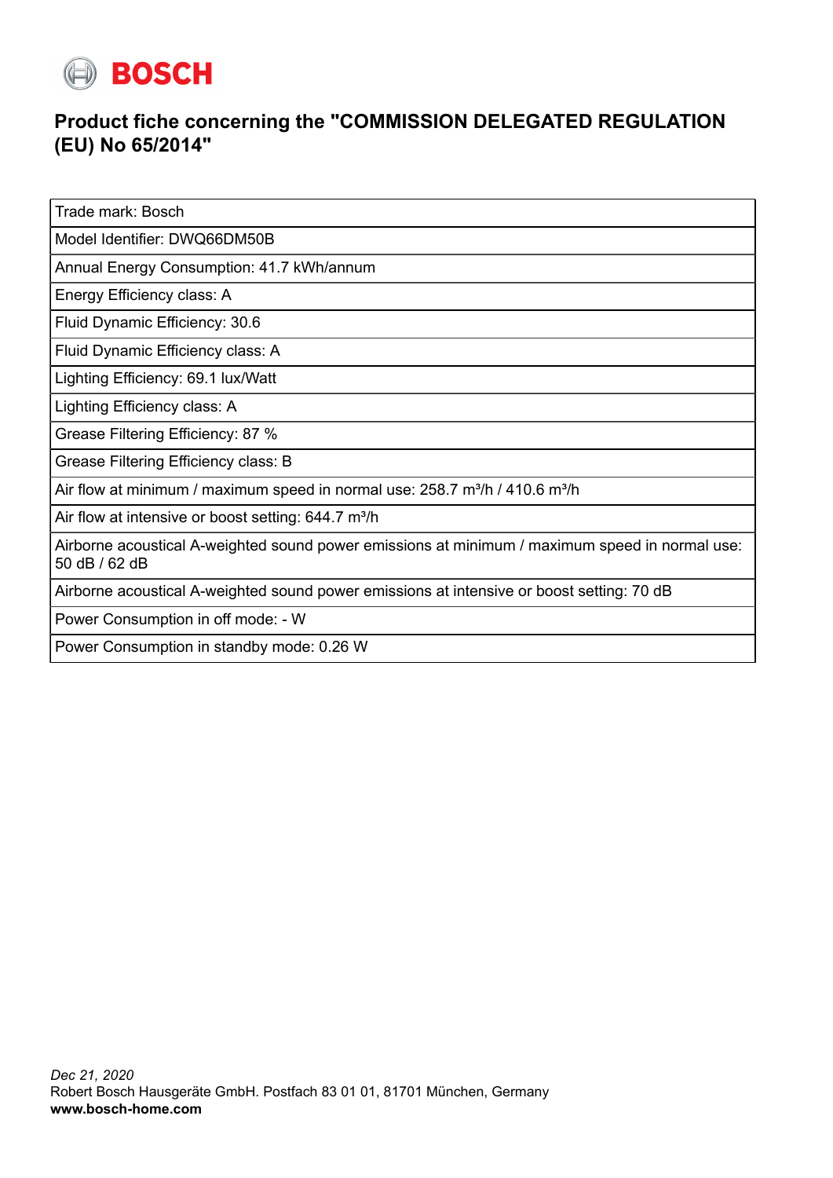BOSCH

# Product fiche concerning the "COMMISSION DELEGATED REGULATION (EU) No 65/2014"

| Trade mark: Bosch |
|---|
| Model Identifier: DWQ66DM50B |
| Annual Energy Consumption: 41.7 kWh/annum |
| Energy Efficiency class: A |
| Fluid Dynamic Efficiency: 30.6 |
| Fluid Dynamic Efficiency class: A |
| Lighting Efficiency: 69.1 lux/Watt |
| Lighting Efficiency class: A |
| Grease Filtering Efficiency: 87 % |
| Grease Filtering Efficiency class: B |
| Air flow at minimum / maximum speed in normal use: 258.7 m³/h / 410.6 m³/h |
| Air flow at intensive or boost setting: 644.7 m³/h |
| Airborne acoustical A-weighted sound power emissions at minimum / maximum speed in normal use: 50 dB / 62 dB |
| Airborne acoustical A-weighted sound power emissions at intensive or boost setting: 70 dB |
| Power Consumption in off mode: - W |
| Power Consumption in standby mode: 0.26 W |

*Dec 21, 2020*
Robert Bosch Hausgeräte GmbH. Postfach 83 01 01, 81701 München, Germany
**www.bosch-home.com**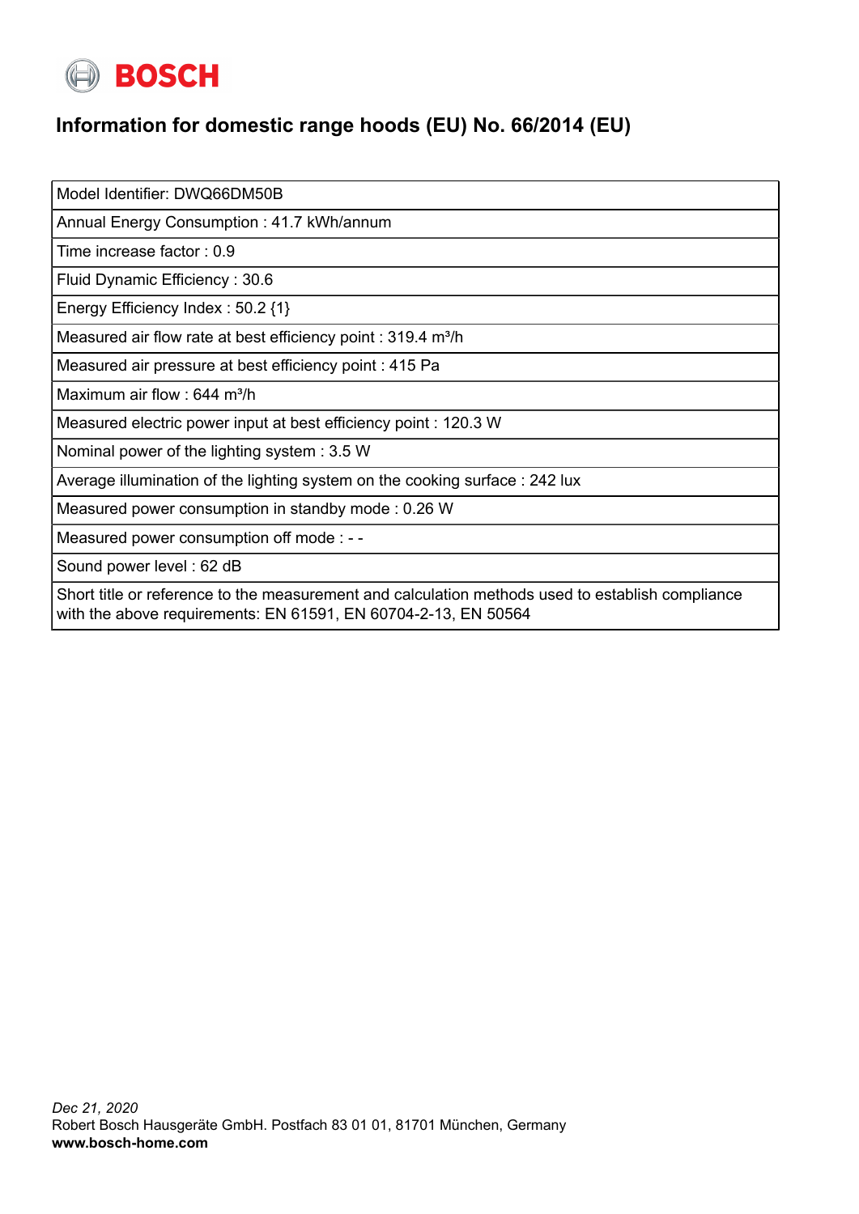BOSCH

## Information for domestic range hoods (EU) No. 66/2014 (EU)

| |
|---|
| Model Identifier: DWQ66DM50B |
| Annual Energy Consumption : 41.7 kWh/annum |
| Time increase factor : 0.9 |
| Fluid Dynamic Efficiency : 30.6 |
| Energy Efficiency Index : 50.2 {1} |
| Measured air flow rate at best efficiency point : 319.4 m³/h |
| Measured air pressure at best efficiency point : 415 Pa |
| Maximum air flow : 644 m³/h |
| Measured electric power input at best efficiency point : 120.3 W |
| Nominal power of the lighting system : 3.5 W |
| Average illumination of the lighting system on the cooking surface : 242 lux |
| Measured power consumption in standby mode : 0.26 W |
| Measured power consumption off mode : - - |
| Sound power level : 62 dB |
| Short title or reference to the measurement and calculation methods used to establish compliance with the above requirements: EN 61591, EN 60704-2-13, EN 50564 |

*Dec 21, 2020*
Robert Bosch Hausgeräte GmbH. Postfach 83 01 01, 81701 München, Germany
**www.bosch-home.com**